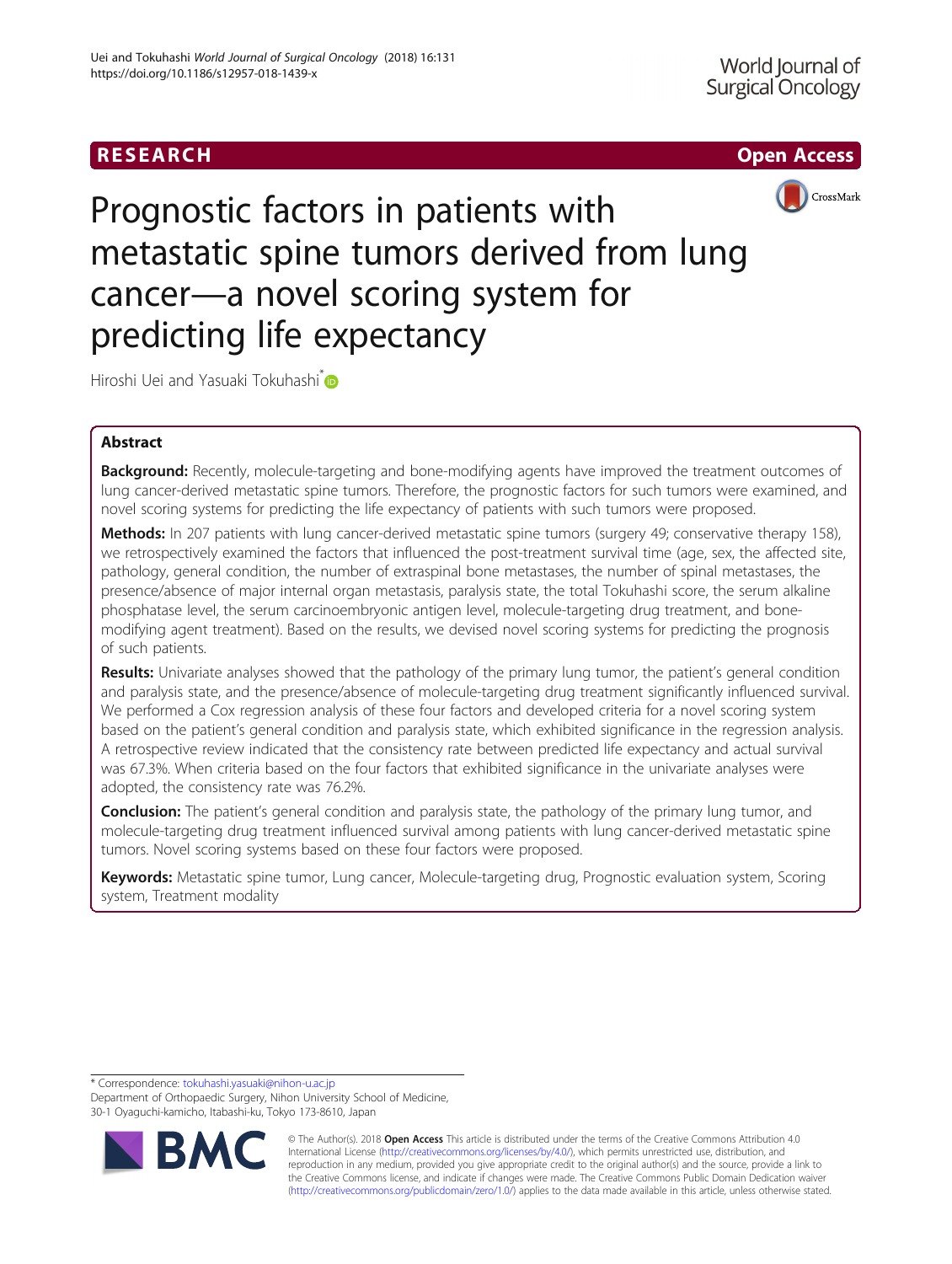RESEARCH

Open Access

# Prognostic factors in patients with metastatic spine tumors derived from lung cancer—a novel scoring system for predicting life expectancy

Hiroshi Uei and Yasuaki Tokuhashi*

## Abstract

**Background:** Recently, molecule-targeting and bone-modifying agents have improved the treatment outcomes of lung cancer-derived metastatic spine tumors. Therefore, the prognostic factors for such tumors were examined, and novel scoring systems for predicting the life expectancy of patients with such tumors were proposed.

**Methods:** In 207 patients with lung cancer-derived metastatic spine tumors (surgery 49; conservative therapy 158), we retrospectively examined the factors that influenced the post-treatment survival time (age, sex, the affected site, pathology, general condition, the number of extraspinal bone metastases, the number of spinal metastases, the presence/absence of major internal organ metastasis, paralysis state, the total Tokuhashi score, the serum alkaline phosphatase level, the serum carcinoembryonic antigen level, molecule-targeting drug treatment, and bone-modifying agent treatment). Based on the results, we devised novel scoring systems for predicting the prognosis of such patients.

**Results:** Univariate analyses showed that the pathology of the primary lung tumor, the patient's general condition and paralysis state, and the presence/absence of molecule-targeting drug treatment significantly influenced survival. We performed a Cox regression analysis of these four factors and developed criteria for a novel scoring system based on the patient's general condition and paralysis state, which exhibited significance in the regression analysis. A retrospective review indicated that the consistency rate between predicted life expectancy and actual survival was 67.3%. When criteria based on the four factors that exhibited significance in the univariate analyses were adopted, the consistency rate was 76.2%.

**Conclusion:** The patient's general condition and paralysis state, the pathology of the primary lung tumor, and molecule-targeting drug treatment influenced survival among patients with lung cancer-derived metastatic spine tumors. Novel scoring systems based on these four factors were proposed.

**Keywords:** Metastatic spine tumor, Lung cancer, Molecule-targeting drug, Prognostic evaluation system, Scoring system, Treatment modality

* Correspondence: tokuhashi.yasuaki@nihon-u.ac.jp
Department of Orthopaedic Surgery, Nihon University School of Medicine, 30-1 Oyaguchi-kamicho, Itabashi-ku, Tokyo 173-8610, Japan

© The Author(s). 2018 **Open Access** This article is distributed under the terms of the Creative Commons Attribution 4.0 International License (http://creativecommons.org/licenses/by/4.0/), which permits unrestricted use, distribution, and reproduction in any medium, provided you give appropriate credit to the original author(s) and the source, provide a link to the Creative Commons license, and indicate if changes were made. The Creative Commons Public Domain Dedication waiver (http://creativecommons.org/publicdomain/zero/1.0/) applies to the data made available in this article, unless otherwise stated.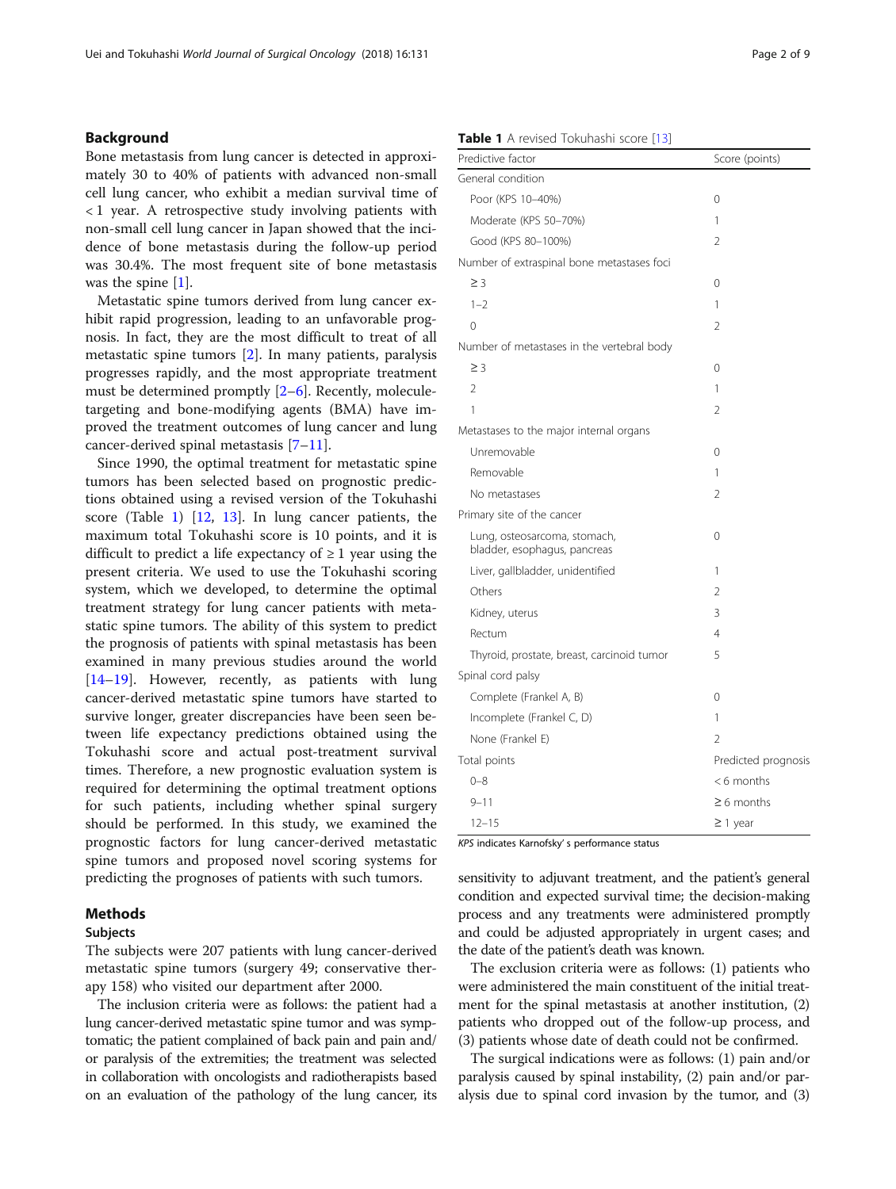## Background

Bone metastasis from lung cancer is detected in approximately 30 to 40% of patients with advanced non-small cell lung cancer, who exhibit a median survival time of < 1 year. A retrospective study involving patients with non-small cell lung cancer in Japan showed that the incidence of bone metastasis during the follow-up period was 30.4%. The most frequent site of bone metastasis was the spine [1].

Metastatic spine tumors derived from lung cancer exhibit rapid progression, leading to an unfavorable prognosis. In fact, they are the most difficult to treat of all metastatic spine tumors [2]. In many patients, paralysis progresses rapidly, and the most appropriate treatment must be determined promptly [2–6]. Recently, molecule-targeting and bone-modifying agents (BMA) have improved the treatment outcomes of lung cancer and lung cancer-derived spinal metastasis [7–11].

Since 1990, the optimal treatment for metastatic spine tumors has been selected based on prognostic predictions obtained using a revised version of the Tokuhashi score (Table 1) [12, 13]. In lung cancer patients, the maximum total Tokuhashi score is 10 points, and it is difficult to predict a life expectancy of ≥ 1 year using the present criteria. We used to use the Tokuhashi scoring system, which we developed, to determine the optimal treatment strategy for lung cancer patients with metastatic spine tumors. The ability of this system to predict the prognosis of patients with spinal metastasis has been examined in many previous studies around the world [14–19]. However, recently, as patients with lung cancer-derived metastatic spine tumors have started to survive longer, greater discrepancies have been seen between life expectancy predictions obtained using the Tokuhashi score and actual post-treatment survival times. Therefore, a new prognostic evaluation system is required for determining the optimal treatment options for such patients, including whether spinal surgery should be performed. In this study, we examined the prognostic factors for lung cancer-derived metastatic spine tumors and proposed novel scoring systems for predicting the prognoses of patients with such tumors.

**Table 1** A revised Tokuhashi score [13]

| Predictive factor | Score (points) |
|---|---|
| General condition | |
| Poor (KPS 10–40%) | 0 |
| Moderate (KPS 50–70%) | 1 |
| Good (KPS 80–100%) | 2 |
| Number of extraspinal bone metastases foci | |
| ≥ 3 | 0 |
| 1–2 | 1 |
| 0 | 2 |
| Number of metastases in the vertebral body | |
| ≥ 3 | 0 |
| 2 | 1 |
| 1 | 2 |
| Metastases to the major internal organs | |
| Unremovable | 0 |
| Removable | 1 |
| No metastases | 2 |
| Primary site of the cancer | |
| Lung, osteosarcoma, stomach, bladder, esophagus, pancreas | 0 |
| Liver, gallbladder, unidentified | 1 |
| Others | 2 |
| Kidney, uterus | 3 |
| Rectum | 4 |
| Thyroid, prostate, breast, carcinoid tumor | 5 |
| Spinal cord palsy | |
| Complete (Frankel A, B) | 0 |
| Incomplete (Frankel C, D) | 1 |
| None (Frankel E) | 2 |
| Total points | Predicted prognosis |
| 0–8 | < 6 months |
| 9–11 | ≥ 6 months |
| 12–15 | ≥ 1 year |

*KPS* indicates Karnofsky' s performance status

## Methods

### Subjects

The subjects were 207 patients with lung cancer-derived metastatic spine tumors (surgery 49; conservative therapy 158) who visited our department after 2000.

The inclusion criteria were as follows: the patient had a lung cancer-derived metastatic spine tumor and was symptomatic; the patient complained of back pain and pain and/or paralysis of the extremities; the treatment was selected in collaboration with oncologists and radiotherapists based on an evaluation of the pathology of the lung cancer, its sensitivity to adjuvant treatment, and the patient's general condition and expected survival time; the decision-making process and any treatments were administered promptly and could be adjusted appropriately in urgent cases; and the date of the patient's death was known.

The exclusion criteria were as follows: (1) patients who were administered the main constituent of the initial treatment for the spinal metastasis at another institution, (2) patients who dropped out of the follow-up process, and (3) patients whose date of death could not be confirmed.

The surgical indications were as follows: (1) pain and/or paralysis caused by spinal instability, (2) pain and/or paralysis due to spinal cord invasion by the tumor, and (3)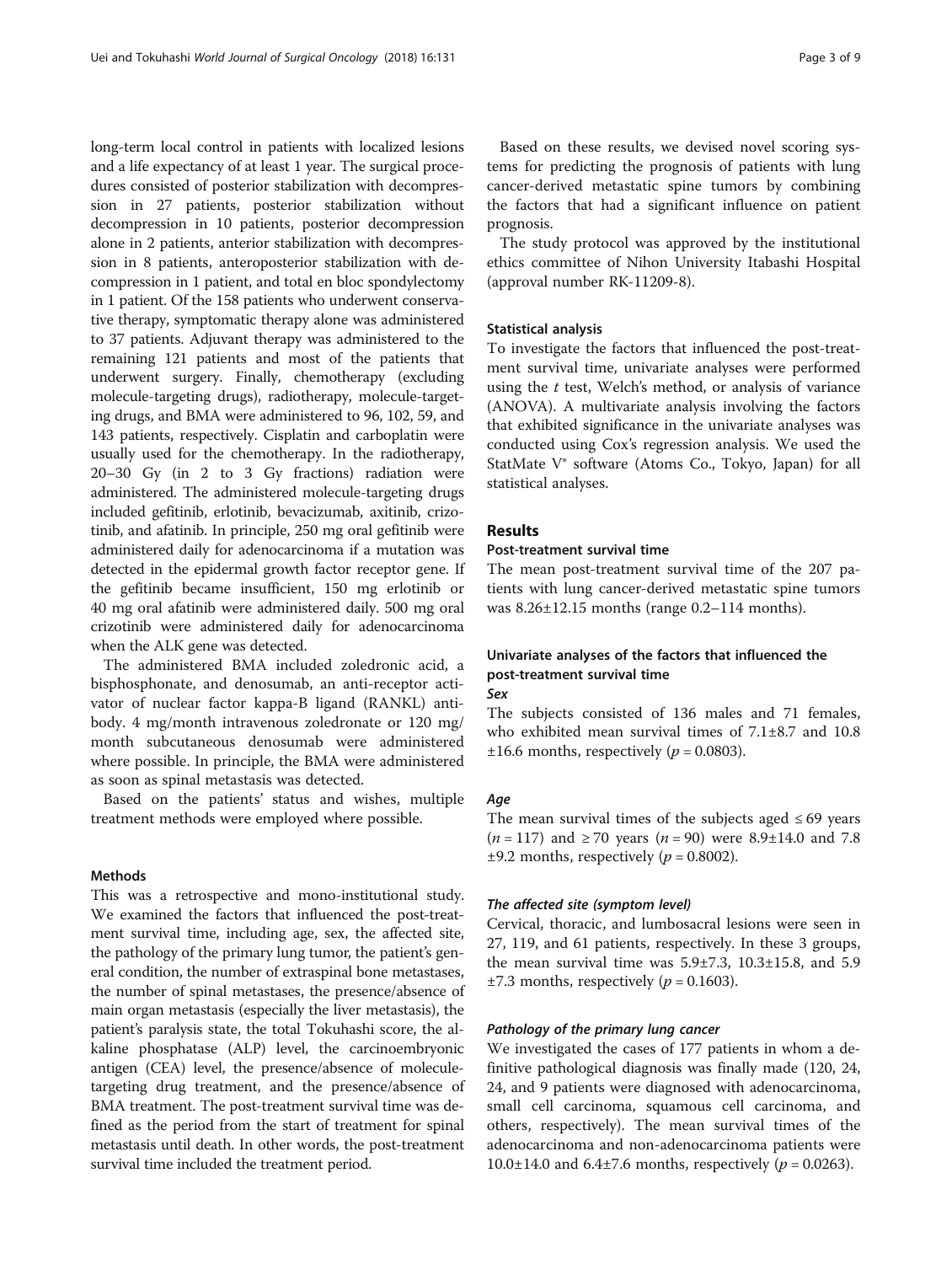long-term local control in patients with localized lesions and a life expectancy of at least 1 year. The surgical procedures consisted of posterior stabilization with decompression in 27 patients, posterior stabilization without decompression in 10 patients, posterior decompression alone in 2 patients, anterior stabilization with decompression in 8 patients, anteroposterior stabilization with decompression in 1 patient, and total en bloc spondylectomy in 1 patient. Of the 158 patients who underwent conservative therapy, symptomatic therapy alone was administered to 37 patients. Adjuvant therapy was administered to the remaining 121 patients and most of the patients that underwent surgery. Finally, chemotherapy (excluding molecule-targeting drugs), radiotherapy, molecule-targeting drugs, and BMA were administered to 96, 102, 59, and 143 patients, respectively. Cisplatin and carboplatin were usually used for the chemotherapy. In the radiotherapy, 20–30 Gy (in 2 to 3 Gy fractions) radiation were administered. The administered molecule-targeting drugs included gefitinib, erlotinib, bevacizumab, axitinib, crizotinib, and afatinib. In principle, 250 mg oral gefitinib were administered daily for adenocarcinoma if a mutation was detected in the epidermal growth factor receptor gene. If the gefitinib became insufficient, 150 mg erlotinib or 40 mg oral afatinib were administered daily. 500 mg oral crizotinib were administered daily for adenocarcinoma when the ALK gene was detected.

The administered BMA included zoledronic acid, a bisphosphonate, and denosumab, an anti-receptor activator of nuclear factor kappa-B ligand (RANKL) antibody. 4 mg/month intravenous zoledronate or 120 mg/month subcutaneous denosumab were administered where possible. In principle, the BMA were administered as soon as spinal metastasis was detected.

Based on the patients' status and wishes, multiple treatment methods were employed where possible.

### Methods

This was a retrospective and mono-institutional study. We examined the factors that influenced the post-treatment survival time, including age, sex, the affected site, the pathology of the primary lung tumor, the patient's general condition, the number of extraspinal bone metastases, the number of spinal metastases, the presence/absence of main organ metastasis (especially the liver metastasis), the patient's paralysis state, the total Tokuhashi score, the alkaline phosphatase (ALP) level, the carcinoembryonic antigen (CEA) level, the presence/absence of molecule-targeting drug treatment, and the presence/absence of BMA treatment. The post-treatment survival time was defined as the period from the start of treatment for spinal metastasis until death. In other words, the post-treatment survival time included the treatment period.

Based on these results, we devised novel scoring systems for predicting the prognosis of patients with lung cancer-derived metastatic spine tumors by combining the factors that had a significant influence on patient prognosis.

The study protocol was approved by the institutional ethics committee of Nihon University Itabashi Hospital (approval number RK-11209-8).

### Statistical analysis

To investigate the factors that influenced the post-treatment survival time, univariate analyses were performed using the *t* test, Welch's method, or analysis of variance (ANOVA). A multivariate analysis involving the factors that exhibited significance in the univariate analyses was conducted using Cox's regression analysis. We used the StatMate V® software (Atoms Co., Tokyo, Japan) for all statistical analyses.

## Results

### Post-treatment survival time

The mean post-treatment survival time of the 207 patients with lung cancer-derived metastatic spine tumors was 8.26±12.15 months (range 0.2–114 months).

### Univariate analyses of the factors that influenced the post-treatment survival time

#### *Sex*

The subjects consisted of 136 males and 71 females, who exhibited mean survival times of 7.1±8.7 and 10.8 ±16.6 months, respectively ($p = 0.0803$).

#### *Age*

The mean survival times of the subjects aged ≤ 69 years ($n = 117$) and ≥ 70 years ($n = 90$) were 8.9±14.0 and 7.8 ±9.2 months, respectively ($p = 0.8002$).

#### *The affected site (symptom level)*

Cervical, thoracic, and lumbosacral lesions were seen in 27, 119, and 61 patients, respectively. In these 3 groups, the mean survival time was 5.9±7.3, 10.3±15.8, and 5.9 ±7.3 months, respectively ($p = 0.1603$).

#### *Pathology of the primary lung cancer*

We investigated the cases of 177 patients in whom a definitive pathological diagnosis was finally made (120, 24, 24, and 9 patients were diagnosed with adenocarcinoma, small cell carcinoma, squamous cell carcinoma, and others, respectively). The mean survival times of the adenocarcinoma and non-adenocarcinoma patients were 10.0±14.0 and 6.4±7.6 months, respectively ($p = 0.0263$).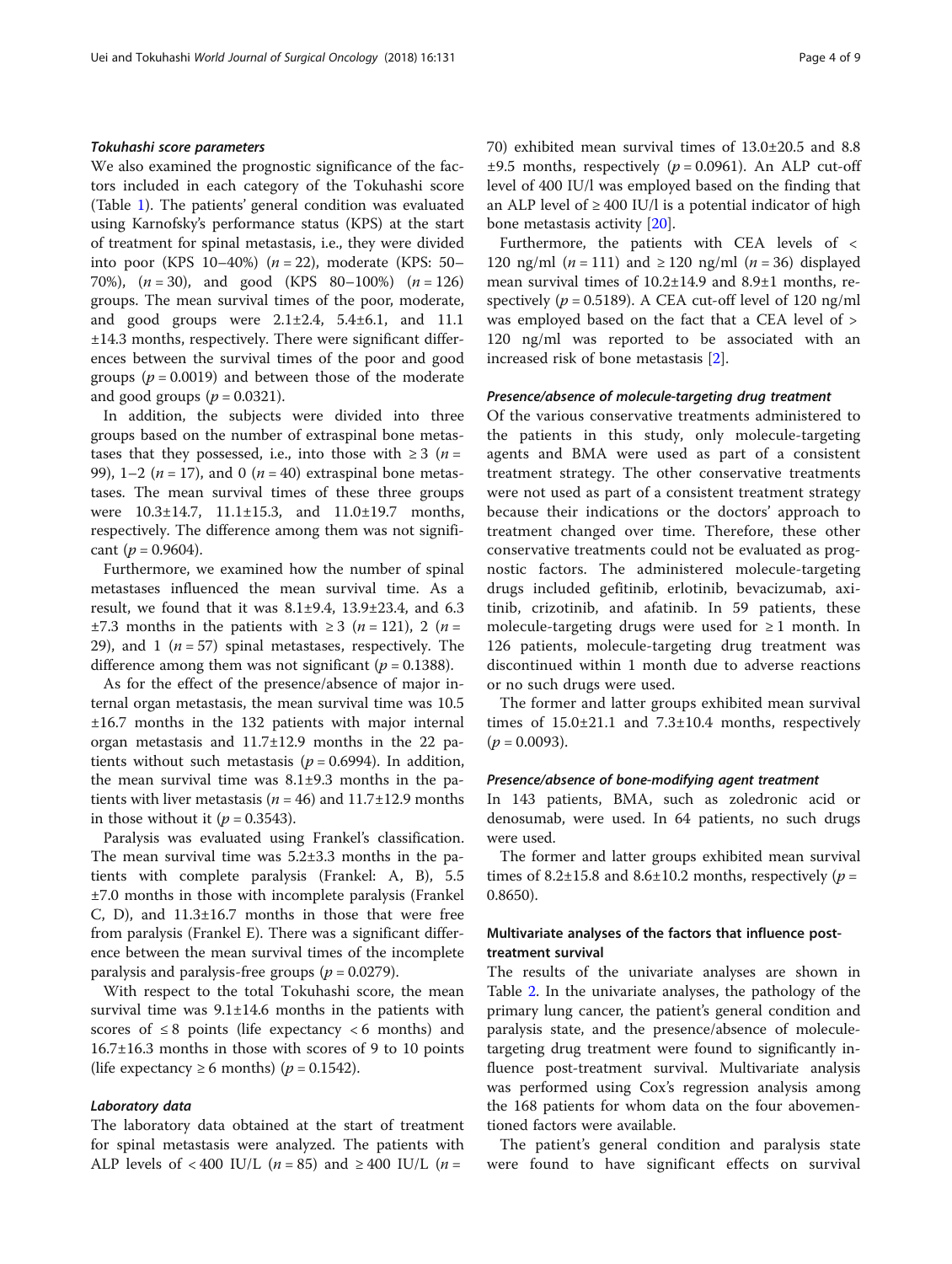#### *Tokuhashi score parameters*

We also examined the prognostic significance of the factors included in each category of the Tokuhashi score (Table 1). The patients' general condition was evaluated using Karnofsky's performance status (KPS) at the start of treatment for spinal metastasis, i.e., they were divided into poor (KPS 10–40%) ($n = 22$), moderate (KPS: 50–70%), ($n = 30$), and good (KPS 80–100%) ($n = 126$) groups. The mean survival times of the poor, moderate, and good groups were 2.1±2.4, 5.4±6.1, and 11.1 ±14.3 months, respectively. There were significant differences between the survival times of the poor and good groups ($p = 0.0019$) and between those of the moderate and good groups ($p = 0.0321$).

In addition, the subjects were divided into three groups based on the number of extraspinal bone metastases that they possessed, i.e., into those with ≥ 3 ($n = 99$), 1–2 ($n = 17$), and 0 ($n = 40$) extraspinal bone metastases. The mean survival times of these three groups were 10.3±14.7, 11.1±15.3, and 11.0±19.7 months, respectively. The difference among them was not significant ($p = 0.9604$).

Furthermore, we examined how the number of spinal metastases influenced the mean survival time. As a result, we found that it was 8.1±9.4, 13.9±23.4, and 6.3 ±7.3 months in the patients with ≥ 3 ($n = 121$), 2 ($n = 29$), and 1 ($n = 57$) spinal metastases, respectively. The difference among them was not significant ($p = 0.1388$).

As for the effect of the presence/absence of major internal organ metastasis, the mean survival time was 10.5 ±16.7 months in the 132 patients with major internal organ metastasis and 11.7±12.9 months in the 22 patients without such metastasis ($p = 0.6994$). In addition, the mean survival time was 8.1±9.3 months in the patients with liver metastasis ($n = 46$) and 11.7±12.9 months in those without it ($p = 0.3543$).

Paralysis was evaluated using Frankel's classification. The mean survival time was 5.2±3.3 months in the patients with complete paralysis (Frankel: A, B), 5.5 ±7.0 months in those with incomplete paralysis (Frankel C, D), and 11.3±16.7 months in those that were free from paralysis (Frankel E). There was a significant difference between the mean survival times of the incomplete paralysis and paralysis-free groups ($p = 0.0279$).

With respect to the total Tokuhashi score, the mean survival time was 9.1±14.6 months in the patients with scores of ≤ 8 points (life expectancy < 6 months) and 16.7±16.3 months in those with scores of 9 to 10 points (life expectancy ≥ 6 months) ($p = 0.1542$).

#### *Laboratory data*

The laboratory data obtained at the start of treatment for spinal metastasis were analyzed. The patients with ALP levels of < 400 IU/L ($n = 85$) and ≥ 400 IU/L ($n = 70$) exhibited mean survival times of 13.0±20.5 and 8.8 ±9.5 months, respectively ($p = 0.0961$). An ALP cut-off level of 400 IU/l was employed based on the finding that an ALP level of ≥ 400 IU/l is a potential indicator of high bone metastasis activity [20].

Furthermore, the patients with CEA levels of < 120 ng/ml ($n = 111$) and ≥ 120 ng/ml ($n = 36$) displayed mean survival times of 10.2±14.9 and 8.9±1 months, respectively ($p = 0.5189$). A CEA cut-off level of 120 ng/ml was employed based on the fact that a CEA level of > 120 ng/ml was reported to be associated with an increased risk of bone metastasis [2].

#### *Presence/absence of molecule-targeting drug treatment*

Of the various conservative treatments administered to the patients in this study, only molecule-targeting agents and BMA were used as part of a consistent treatment strategy. The other conservative treatments were not used as part of a consistent treatment strategy because their indications or the doctors' approach to treatment changed over time. Therefore, these other conservative treatments could not be evaluated as prognostic factors. The administered molecule-targeting drugs included gefitinib, erlotinib, bevacizumab, axitinib, crizotinib, and afatinib. In 59 patients, these molecule-targeting drugs were used for ≥ 1 month. In 126 patients, molecule-targeting drug treatment was discontinued within 1 month due to adverse reactions or no such drugs were used.

The former and latter groups exhibited mean survival times of 15.0±21.1 and 7.3±10.4 months, respectively ($p = 0.0093$).

#### *Presence/absence of bone-modifying agent treatment*

In 143 patients, BMA, such as zoledronic acid or denosumab, were used. In 64 patients, no such drugs were used.

The former and latter groups exhibited mean survival times of 8.2±15.8 and 8.6±10.2 months, respectively ($p = 0.8650$).

### Multivariate analyses of the factors that influence post-treatment survival

The results of the univariate analyses are shown in Table 2. In the univariate analyses, the pathology of the primary lung cancer, the patient's general condition and paralysis state, and the presence/absence of molecule-targeting drug treatment were found to significantly influence post-treatment survival. Multivariate analysis was performed using Cox's regression analysis among the 168 patients for whom data on the four abovementioned factors were available.

The patient's general condition and paralysis state were found to have significant effects on survival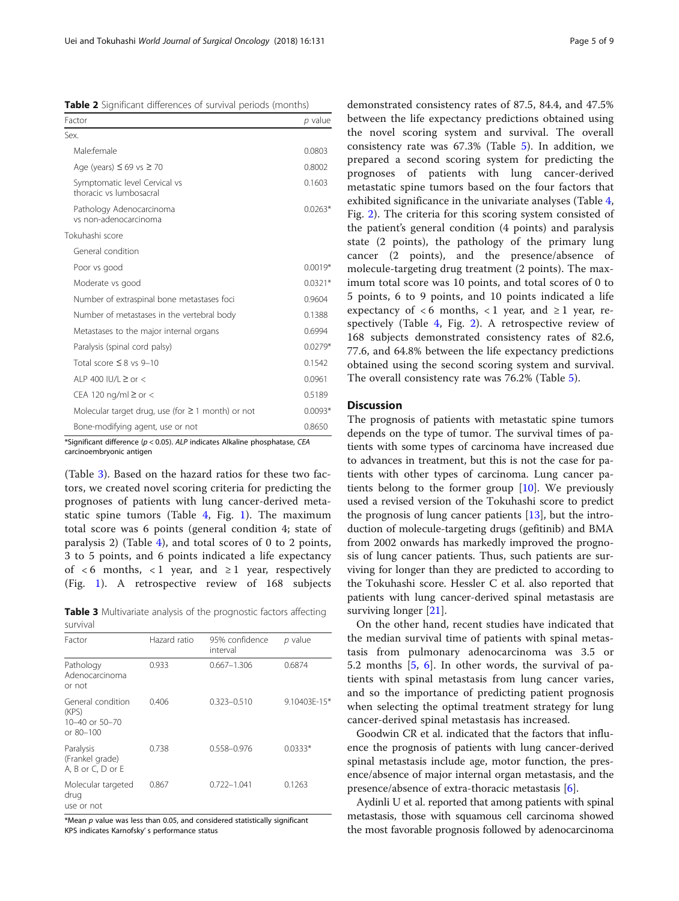**Table 2** Significant differences of survival periods (months)

| Factor | $p$ value |
|---|---|
| Sex. | |
| Male:female | 0.0803 |
| Age (years) ≤ 69 vs ≥ 70 | 0.8002 |
| Symptomatic level Cervical vs thoracic vs lumbosacral | 0.1603 |
| Pathology Adenocarcinoma vs non-adenocarcinoma | 0.0263* |
| Tokuhashi score | |
| General condition | |
| Poor vs good | 0.0019* |
| Moderate vs good | 0.0321* |
| Number of extraspinal bone metastases foci | 0.9604 |
| Number of metastases in the vertebral body | 0.1388 |
| Metastases to the major internal organs | 0.6994 |
| Paralysis (spinal cord palsy) | 0.0279* |
| Total score ≤ 8 vs 9–10 | 0.1542 |
| ALP 400 IU/L ≥ or < | 0.0961 |
| CEA 120 ng/ml ≥ or < | 0.5189 |
| Molecular target drug, use (for ≥ 1 month) or not | 0.0093* |
| Bone-modifying agent, use or not | 0.8650 |

*Significant difference ($p < 0.05$). *ALP* indicates Alkaline phosphatase, *CEA* carcinoembryonic antigen

(Table 3). Based on the hazard ratios for these two factors, we created novel scoring criteria for predicting the prognoses of patients with lung cancer-derived metastatic spine tumors (Table 4, Fig. 1). The maximum total score was 6 points (general condition 4; state of paralysis 2) (Table 4), and total scores of 0 to 2 points, 3 to 5 points, and 6 points indicated a life expectancy of < 6 months, < 1 year, and ≥ 1 year, respectively (Fig. 1). A retrospective review of 168 subjects demonstrated consistency rates of 87.5, 84.4, and 47.5% between the life expectancy predictions obtained using the novel scoring system and survival. The overall consistency rate was 67.3% (Table 5). In addition, we prepared a second scoring system for predicting the prognoses of patients with lung cancer-derived metastatic spine tumors based on the four factors that exhibited significance in the univariate analyses (Table 4, Fig. 2). The criteria for this scoring system consisted of the patient's general condition (4 points) and paralysis state (2 points), the pathology of the primary lung cancer (2 points), and the presence/absence of molecule-targeting drug treatment (2 points). The maximum total score was 10 points, and total scores of 0 to 5 points, 6 to 9 points, and 10 points indicated a life expectancy of < 6 months, < 1 year, and ≥ 1 year, respectively (Table 4, Fig. 2). A retrospective review of 168 subjects demonstrated consistency rates of 82.6, 77.6, and 64.8% between the life expectancy predictions obtained using the second scoring system and survival. The overall consistency rate was 76.2% (Table 5).

**Table 3** Multivariate analysis of the prognostic factors affecting survival

| Factor | Hazard ratio | 95% confidence interval | $p$ value |
|---|---|---|---|
| Pathology Adenocarcinoma or not | 0.933 | 0.667–1.306 | 0.6874 |
| General condition (KPS) 10–40 or 50–70 or 80–100 | 0.406 | 0.323–0.510 | 9.10403E-15* |
| Paralysis (Frankel grade) A, B or C, D or E | 0.738 | 0.558–0.976 | 0.0333* |
| Molecular targeted drug use or not | 0.867 | 0.722–1.041 | 0.1263 |

*Mean $p$ value was less than 0.05, and considered statistically significant
KPS indicates Karnofsky' s performance status

## Discussion

The prognosis of patients with metastatic spine tumors depends on the type of tumor. The survival times of patients with some types of carcinoma have increased due to advances in treatment, but this is not the case for patients with other types of carcinoma. Lung cancer patients belong to the former group [10]. We previously used a revised version of the Tokuhashi score to predict the prognosis of lung cancer patients [13], but the introduction of molecule-targeting drugs (gefitinib) and BMA from 2002 onwards has markedly improved the prognosis of lung cancer patients. Thus, such patients are surviving for longer than they are predicted to according to the Tokuhashi score. Hessler C et al. also reported that patients with lung cancer-derived spinal metastasis are surviving longer [21].

On the other hand, recent studies have indicated that the median survival time of patients with spinal metastasis from pulmonary adenocarcinoma was 3.5 or 5.2 months [5, 6]. In other words, the survival of patients with spinal metastasis from lung cancer varies, and so the importance of predicting patient prognosis when selecting the optimal treatment strategy for lung cancer-derived spinal metastasis has increased.

Goodwin CR et al. indicated that the factors that influence the prognosis of patients with lung cancer-derived spinal metastasis include age, motor function, the presence/absence of major internal organ metastasis, and the presence/absence of extra-thoracic metastasis [6].

Aydinli U et al. reported that among patients with spinal metastasis, those with squamous cell carcinoma showed the most favorable prognosis followed by adenocarcinoma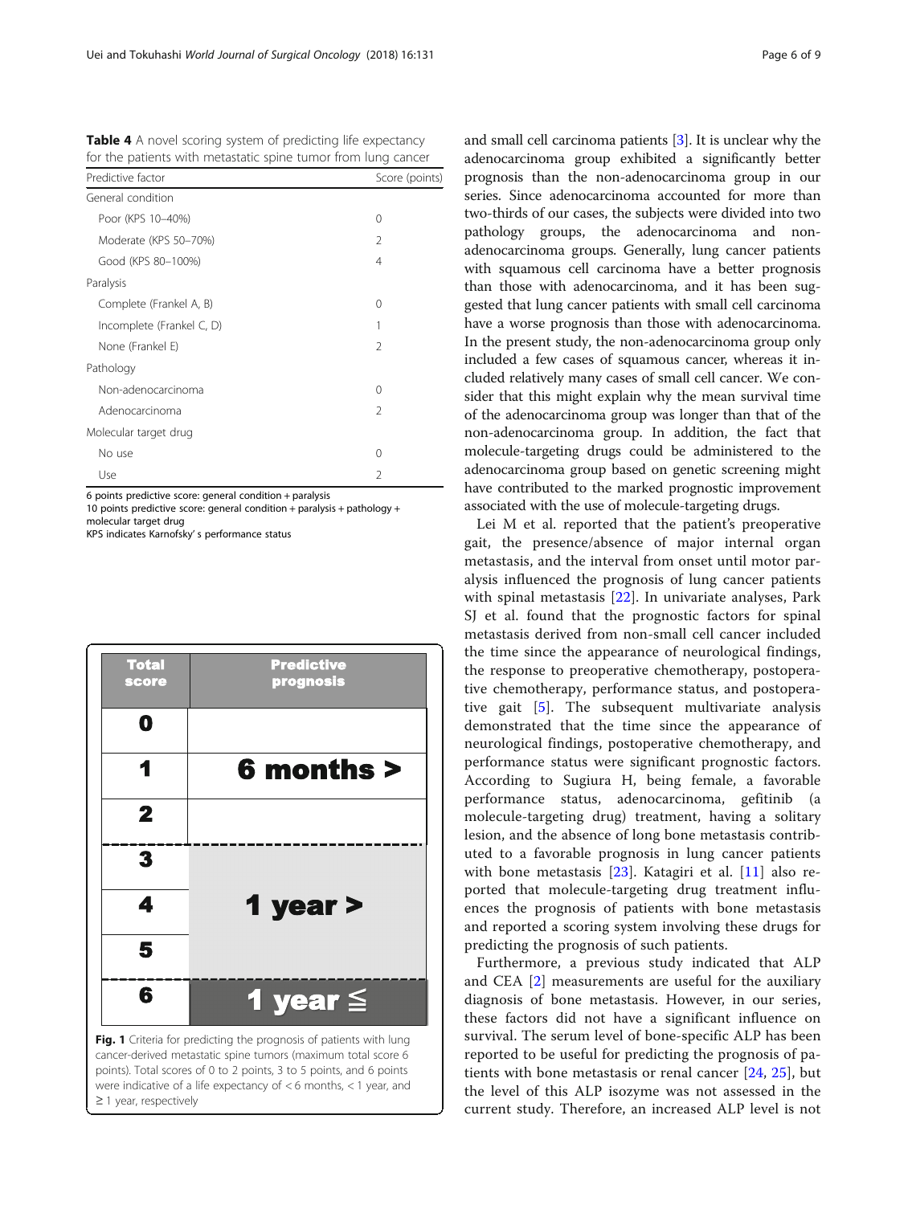**Table 4** A novel scoring system of predicting life expectancy for the patients with metastatic spine tumor from lung cancer

| Predictive factor | Score (points) |
|---|---|
| General condition | |
| Poor (KPS 10–40%) | 0 |
| Moderate (KPS 50–70%) | 2 |
| Good (KPS 80–100%) | 4 |
| Paralysis | |
| Complete (Frankel A, B) | 0 |
| Incomplete (Frankel C, D) | 1 |
| None (Frankel E) | 2 |
| Pathology | |
| Non-adenocarcinoma | 0 |
| Adenocarcinoma | 2 |
| Molecular target drug | |
| No use | 0 |
| Use | 2 |

6 points predictive score: general condition + paralysis
10 points predictive score: general condition + paralysis + pathology + molecular target drug
KPS indicates Karnofsky' s performance status

| Total score | Predictive prognosis |
|---|---|
| 0 | 6 months > |
| 1 | |
| 2 | |
| 3 | 1 year > |
| 4 | |
| 5 | |
| 6 | 1 year ≦ |

**Fig. 1** Criteria for predicting the prognosis of patients with lung cancer-derived metastatic spine tumors (maximum total score 6 points). Total scores of 0 to 2 points, 3 to 5 points, and 6 points were indicative of a life expectancy of < 6 months, < 1 year, and ≥ 1 year, respectively

and small cell carcinoma patients [3]. It is unclear why the adenocarcinoma group exhibited a significantly better prognosis than the non-adenocarcinoma group in our series. Since adenocarcinoma accounted for more than two-thirds of our cases, the subjects were divided into two pathology groups, the adenocarcinoma and non-adenocarcinoma groups. Generally, lung cancer patients with squamous cell carcinoma have a better prognosis than those with adenocarcinoma, and it has been suggested that lung cancer patients with small cell carcinoma have a worse prognosis than those with adenocarcinoma. In the present study, the non-adenocarcinoma group only included a few cases of squamous cancer, whereas it included relatively many cases of small cell cancer. We consider that this might explain why the mean survival time of the adenocarcinoma group was longer than that of the non-adenocarcinoma group. In addition, the fact that molecule-targeting drugs could be administered to the adenocarcinoma group based on genetic screening might have contributed to the marked prognostic improvement associated with the use of molecule-targeting drugs.

Lei M et al. reported that the patient's preoperative gait, the presence/absence of major internal organ metastasis, and the interval from onset until motor paralysis influenced the prognosis of lung cancer patients with spinal metastasis [22]. In univariate analyses, Park SJ et al. found that the prognostic factors for spinal metastasis derived from non-small cell lung cancer included the time since the appearance of neurological findings, the response to preoperative chemotherapy, postoperative chemotherapy, performance status, and postoperative gait [5]. The subsequent multivariate analysis demonstrated that the time since the appearance of neurological findings, postoperative chemotherapy, and performance status were significant prognostic factors. According to Sugiura H, being female, a favorable performance status, adenocarcinoma, gefitinib (a molecule-targeting drug) treatment, having a solitary lesion, and the absence of long bone metastasis contributed to a favorable prognosis in lung cancer patients with bone metastasis [23]. Katagiri et al. [11] also reported that molecule-targeting drug treatment influences the prognosis of patients with bone metastasis and reported a scoring system involving these drugs for predicting the prognosis of such patients.

Furthermore, a previous study indicated that ALP and CEA [2] measurements are useful for the auxiliary diagnosis of bone metastasis. However, in our series, these factors did not have a significant influence on survival. The serum level of bone-specific ALP has been reported to be useful for predicting the prognosis of patients with bone metastasis or renal cancer [24, 25], but the level of this ALP isozyme was not assessed in the current study. Therefore, an increased ALP level is not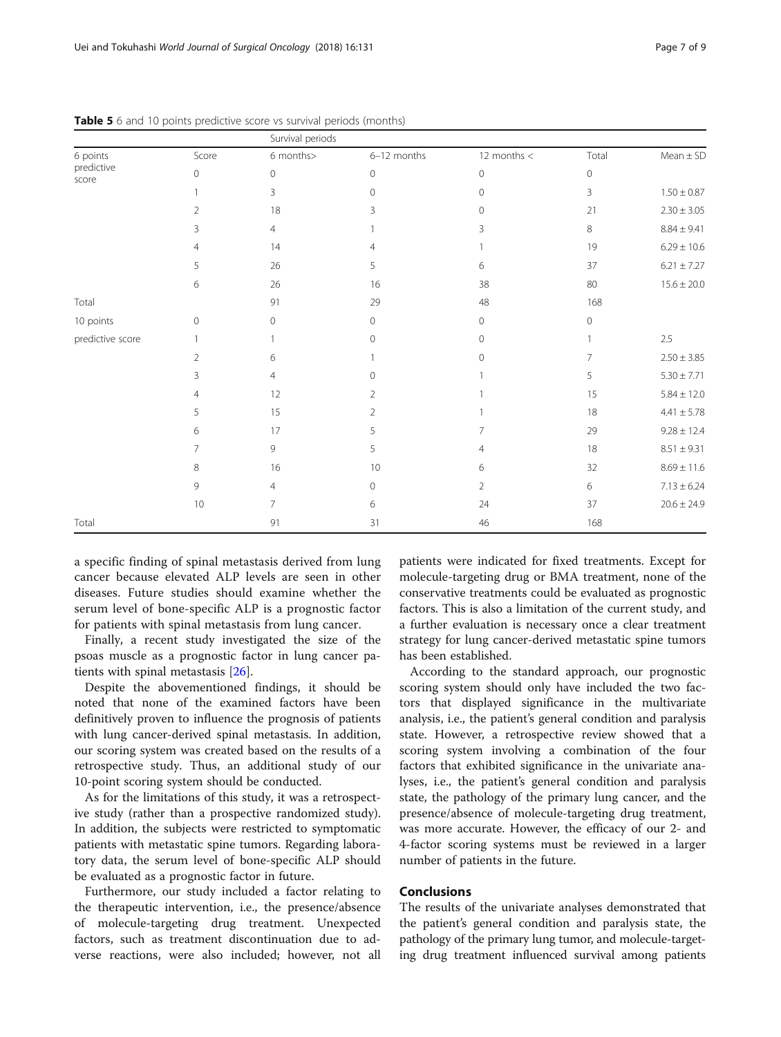**Table 5** 6 and 10 points predictive score vs survival periods (months)

| | | Survival periods | | | | |
|---|---|---|---|---|---|---|
| 6 points predictive score | Score | 6 months> | 6–12 months | 12 months < | Total | Mean ± SD |
| | 0 | 0 | 0 | 0 | 0 | |
| | 1 | 3 | 0 | 0 | 3 | 1.50 ± 0.87 |
| | 2 | 18 | 3 | 0 | 21 | 2.30 ± 3.05 |
| | 3 | 4 | 1 | 3 | 8 | 8.84 ± 9.41 |
| | 4 | 14 | 4 | 1 | 19 | 6.29 ± 10.6 |
| | 5 | 26 | 5 | 6 | 37 | 6.21 ± 7.27 |
| | 6 | 26 | 16 | 38 | 80 | 15.6 ± 20.0 |
| Total | | 91 | 29 | 48 | 168 | |
| 10 points | 0 | 0 | 0 | 0 | 0 | |
| predictive score | 1 | 1 | 0 | 0 | 1 | 2.5 |
| | 2 | 6 | 1 | 0 | 7 | 2.50 ± 3.85 |
| | 3 | 4 | 0 | 1 | 5 | 5.30 ± 7.71 |
| | 4 | 12 | 2 | 1 | 15 | 5.84 ± 12.0 |
| | 5 | 15 | 2 | 1 | 18 | 4.41 ± 5.78 |
| | 6 | 17 | 5 | 7 | 29 | 9.28 ± 12.4 |
| | 7 | 9 | 5 | 4 | 18 | 8.51 ± 9.31 |
| | 8 | 16 | 10 | 6 | 32 | 8.69 ± 11.6 |
| | 9 | 4 | 0 | 2 | 6 | 7.13 ± 6.24 |
| | 10 | 7 | 6 | 24 | 37 | 20.6 ± 24.9 |
| Total | | 91 | 31 | 46 | 168 | |

a specific finding of spinal metastasis derived from lung cancer because elevated ALP levels are seen in other diseases. Future studies should examine whether the serum level of bone-specific ALP is a prognostic factor for patients with spinal metastasis from lung cancer.

Finally, a recent study investigated the size of the psoas muscle as a prognostic factor in lung cancer patients with spinal metastasis [26].

Despite the abovementioned findings, it should be noted that none of the examined factors have been definitively proven to influence the prognosis of patients with lung cancer-derived spinal metastasis. In addition, our scoring system was created based on the results of a retrospective study. Thus, an additional study of our 10-point scoring system should be conducted.

As for the limitations of this study, it was a retrospective study (rather than a prospective randomized study). In addition, the subjects were restricted to symptomatic patients with metastatic spine tumors. Regarding laboratory data, the serum level of bone-specific ALP should be evaluated as a prognostic factor in future.

Furthermore, our study included a factor relating to the therapeutic intervention, i.e., the presence/absence of molecule-targeting drug treatment. Unexpected factors, such as treatment discontinuation due to adverse reactions, were also included; however, not all patients were indicated for fixed treatments. Except for molecule-targeting drug or BMA treatment, none of the conservative treatments could be evaluated as prognostic factors. This is also a limitation of the current study, and a further evaluation is necessary once a clear treatment strategy for lung cancer-derived metastatic spine tumors has been established.

According to the standard approach, our prognostic scoring system should only have included the two factors that displayed significance in the multivariate analysis, i.e., the patient's general condition and paralysis state. However, a retrospective review showed that a scoring system involving a combination of the four factors that exhibited significance in the univariate analyses, i.e., the patient's general condition and paralysis state, the pathology of the primary lung cancer, and the presence/absence of molecule-targeting drug treatment, was more accurate. However, the efficacy of our 2- and 4-factor scoring systems must be reviewed in a larger number of patients in the future.

## Conclusions

The results of the univariate analyses demonstrated that the patient's general condition and paralysis state, the pathology of the primary lung tumor, and molecule-targeting drug treatment influenced survival among patients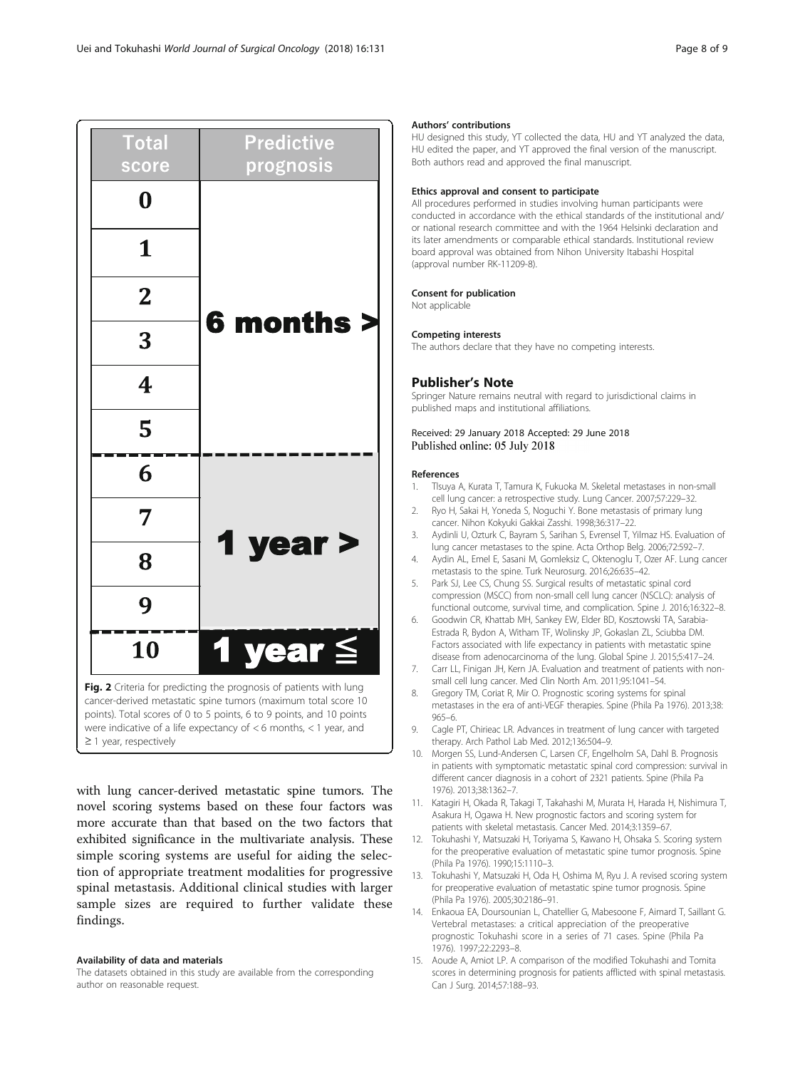| Total score | Predictive prognosis |
| --- | --- |
| 0 | 6 months > |
| 1 | |
| 2 | |
| 3 | |
| 4 | |
| 5 | |
| 6 | 1 year > |
| 7 | |
| 8 | |
| 9 | |
| 10 | 1 year ≦ |

**Fig. 2** Criteria for predicting the prognosis of patients with lung cancer-derived metastatic spine tumors (maximum total score 10 points). Total scores of 0 to 5 points, 6 to 9 points, and 10 points were indicative of a life expectancy of < 6 months, < 1 year, and ≥ 1 year, respectively

with lung cancer-derived metastatic spine tumors. The novel scoring systems based on these four factors was more accurate than that based on the two factors that exhibited significance in the multivariate analysis. These simple scoring systems are useful for aiding the selection of appropriate treatment modalities for progressive spinal metastasis. Additional clinical studies with larger sample sizes are required to further validate these findings.

#### Availability of data and materials

The datasets obtained in this study are available from the corresponding author on reasonable request.

#### Authors' contributions

HU designed this study, YT collected the data, HU and YT analyzed the data, HU edited the paper, and YT approved the final version of the manuscript. Both authors read and approved the final manuscript.

#### Ethics approval and consent to participate

All procedures performed in studies involving human participants were conducted in accordance with the ethical standards of the institutional and/or national research committee and with the 1964 Helsinki declaration and its later amendments or comparable ethical standards. Institutional review board approval was obtained from Nihon University Itabashi Hospital (approval number RK-11209-8).

#### Consent for publication

Not applicable

#### Competing interests

The authors declare that they have no competing interests.

### Publisher's Note

Springer Nature remains neutral with regard to jurisdictional claims in published maps and institutional affiliations.

Received: 29 January 2018 Accepted: 29 June 2018
Published online: 05 July 2018

#### References

1. TIsuya A, Kurata T, Tamura K, Fukuoka M. Skeletal metastases in non-small cell lung cancer: a retrospective study. Lung Cancer. 2007;57:229–32.
2. Ryo H, Sakai H, Yoneda S, Noguchi Y. Bone metastasis of primary lung cancer. Nihon Kokyuki Gakkai Zasshi. 1998;36:317–22.
3. Aydinli U, Ozturk C, Bayram S, Sarihan S, Evrensel T, Yilmaz HS. Evaluation of lung cancer metastases to the spine. Acta Orthop Belg. 2006;72:592–7.
4. Aydin AL, Emel E, Sasani M, Gomleksiz C, Oktenoglu T, Ozer AF. Lung cancer metastasis to the spine. Turk Neurosurg. 2016;26:635–42.
5. Park SJ, Lee CS, Chung SS. Surgical results of metastatic spinal cord compression (MSCC) from non-small cell lung cancer (NSCLC): analysis of functional outcome, survival time, and complication. Spine J. 2016;16:322–8.
6. Goodwin CR, Khattab MH, Sankey EW, Elder BD, Kosztowski TA, Sarabia-Estrada R, Bydon A, Witham TF, Wolinsky JP, Gokaslan ZL, Sciubba DM. Factors associated with life expectancy in patients with metastatic spine disease from adenocarcinoma of the lung. Global Spine J. 2015;5:417–24.
7. Carr LL, Finigan JH, Kern JA. Evaluation and treatment of patients with non-small cell lung cancer. Med Clin North Am. 2011;95:1041–54.
8. Gregory TM, Coriat R, Mir O. Prognostic scoring systems for spinal metastases in the era of anti-VEGF therapies. Spine (Phila Pa 1976). 2013;38:965–6.
9. Cagle PT, Chirieac LR. Advances in treatment of lung cancer with targeted therapy. Arch Pathol Lab Med. 2012;136:504–9.
10. Morgen SS, Lund-Andersen C, Larsen CF, Engelholm SA, Dahl B. Prognosis in patients with symptomatic metastatic spinal cord compression: survival in different cancer diagnosis in a cohort of 2321 patients. Spine (Phila Pa 1976). 2013;38:1362–7.
11. Katagiri H, Okada R, Takagi T, Takahashi M, Murata H, Harada H, Nishimura T, Asakura H, Ogawa H. New prognostic factors and scoring system for patients with skeletal metastasis. Cancer Med. 2014;3:1359–67.
12. Tokuhashi Y, Matsuzaki H, Toriyama S, Kawano H, Ohsaka S. Scoring system for the preoperative evaluation of metastatic spine tumor prognosis. Spine (Phila Pa 1976). 1990;15:1110–3.
13. Tokuhashi Y, Matsuzaki H, Oda H, Oshima M, Ryu J. A revised scoring system for preoperative evaluation of metastatic spine tumor prognosis. Spine (Phila Pa 1976). 2005;30:2186–91.
14. Enkaoua EA, Doursounian L, Chatellier G, Mabesoone F, Aimard T, Saillant G. Vertebral metastases: a critical appreciation of the preoperative prognostic Tokuhashi score in a series of 71 cases. Spine (Phila Pa 1976). 1997;22:2293–8.
15. Aoude A, Amiot LP. A comparison of the modified Tokuhashi and Tomita scores in determining prognosis for patients afflicted with spinal metastasis. Can J Surg. 2014;57:188–93.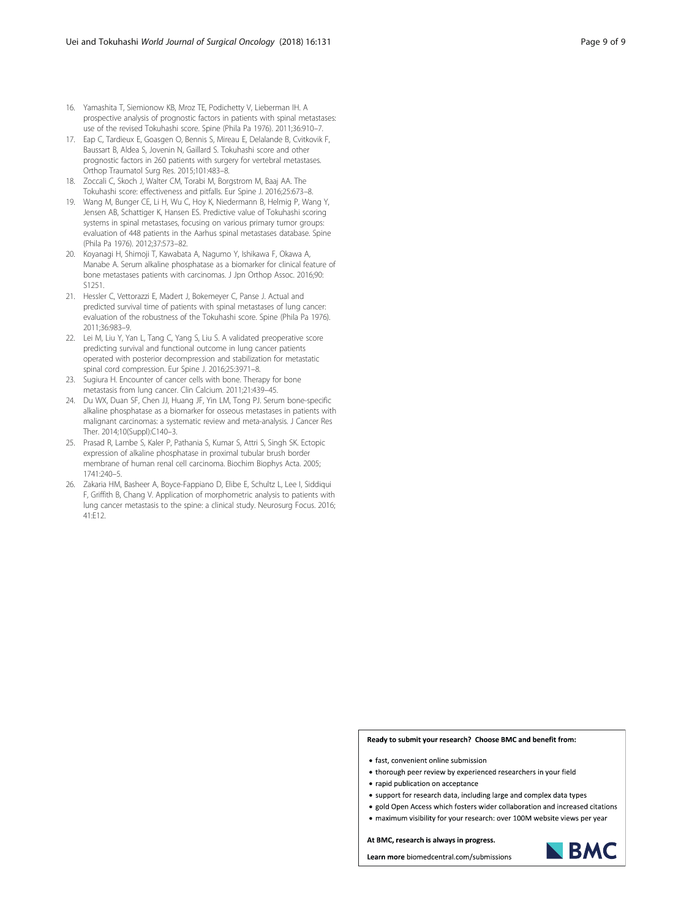16. Yamashita T, Siemionow KB, Mroz TE, Podichetty V, Lieberman IH. A prospective analysis of prognostic factors in patients with spinal metastases: use of the revised Tokuhashi score. Spine (Phila Pa 1976). 2011;36:910–7.
17. Eap C, Tardieux E, Goasgen O, Bennis S, Mireau E, Delalande B, Cvitkovik F, Baussart B, Aldea S, Jovenin N, Gaillard S. Tokuhashi score and other prognostic factors in 260 patients with surgery for vertebral metastases. Orthop Traumatol Surg Res. 2015;101:483–8.
18. Zoccali C, Skoch J, Walter CM, Torabi M, Borgstrom M, Baaj AA. The Tokuhashi score: effectiveness and pitfalls. Eur Spine J. 2016;25:673–8.
19. Wang M, Bunger CE, Li H, Wu C, Hoy K, Niedermann B, Helmig P, Wang Y, Jensen AB, Schattiger K, Hansen ES. Predictive value of Tokuhashi scoring systems in spinal metastases, focusing on various primary tumor groups: evaluation of 448 patients in the Aarhus spinal metastases database. Spine (Phila Pa 1976). 2012;37:573–82.
20. Koyanagi H, Shimoji T, Kawabata A, Nagumo Y, Ishikawa F, Okawa A, Manabe A. Serum alkaline phosphatase as a biomarker for clinical feature of bone metastases patients with carcinomas. J Jpn Orthop Assoc. 2016;90: S1251.
21. Hessler C, Vettorazzi E, Madert J, Bokemeyer C, Panse J. Actual and predicted survival time of patients with spinal metastases of lung cancer: evaluation of the robustness of the Tokuhashi score. Spine (Phila Pa 1976). 2011;36:983–9.
22. Lei M, Liu Y, Yan L, Tang C, Yang S, Liu S. A validated preoperative score predicting survival and functional outcome in lung cancer patients operated with posterior decompression and stabilization for metastatic spinal cord compression. Eur Spine J. 2016;25:3971–8.
23. Sugiura H. Encounter of cancer cells with bone. Therapy for bone metastasis from lung cancer. Clin Calcium. 2011;21:439–45.
24. Du WX, Duan SF, Chen JJ, Huang JF, Yin LM, Tong PJ. Serum bone-specific alkaline phosphatase as a biomarker for osseous metastases in patients with malignant carcinomas: a systematic review and meta-analysis. J Cancer Res Ther. 2014;10(Suppl):C140–3.
25. Prasad R, Lambe S, Kaler P, Pathania S, Kumar S, Attri S, Singh SK. Ectopic expression of alkaline phosphatase in proximal tubular brush border membrane of human renal cell carcinoma. Biochim Biophys Acta. 2005; 1741:240–5.
26. Zakaria HM, Basheer A, Boyce-Fappiano D, Elibe E, Schultz L, Lee I, Siddiqui F, Griffith B, Chang V. Application of morphometric analysis to patients with lung cancer metastasis to the spine: a clinical study. Neurosurg Focus. 2016; 41:E12.

**Ready to submit your research? Choose BMC and benefit from:**

- fast, convenient online submission
- thorough peer review by experienced researchers in your field
- rapid publication on acceptance
- support for research data, including large and complex data types
- gold Open Access which fosters wider collaboration and increased citations
- maximum visibility for your research: over 100M website views per year

**At BMC, research is always in progress.**

**Learn more** biomedcentral.com/submissions

BMC